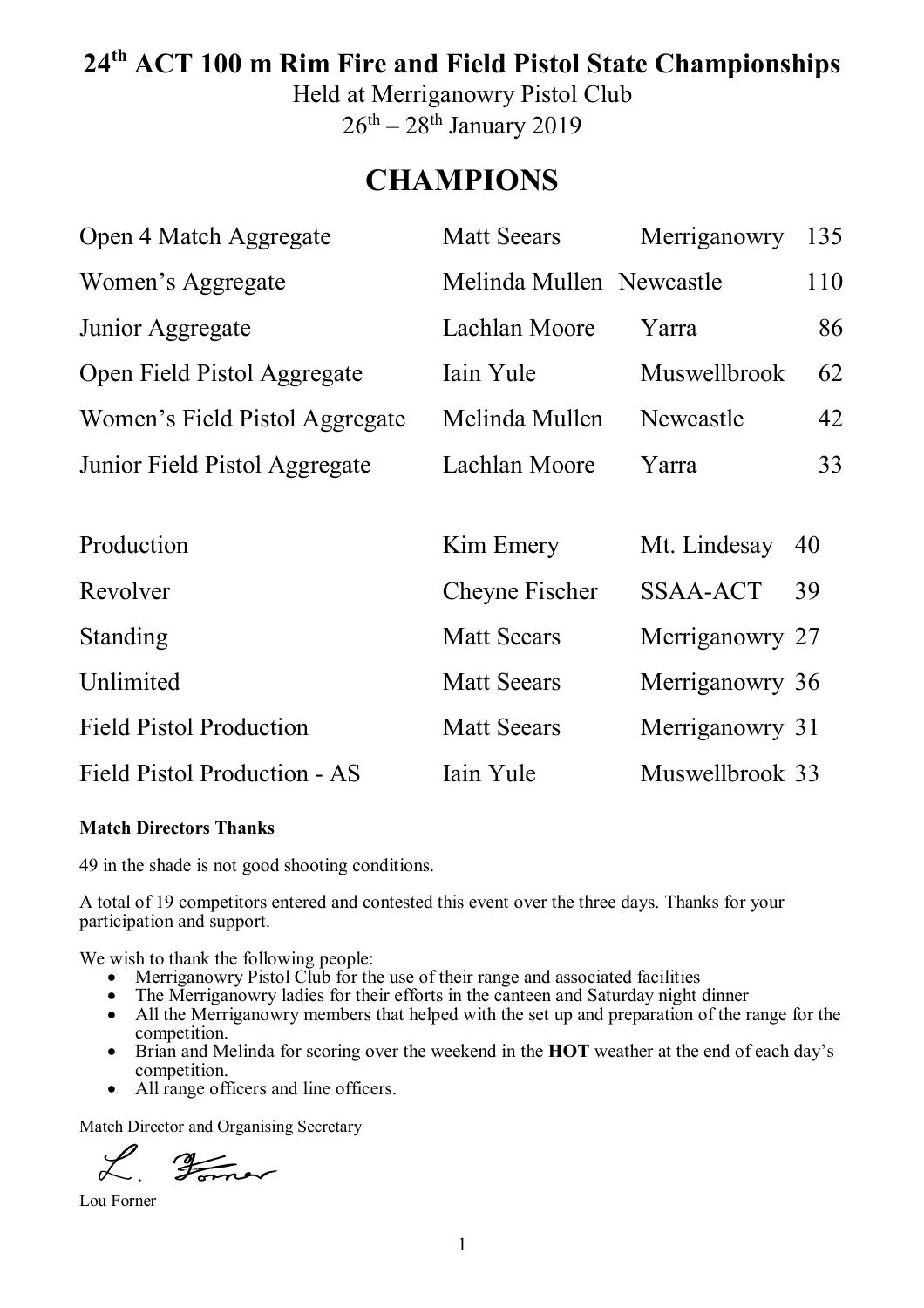# 24th ACT 100 m Rim Fire and Field Pistol State Championships

Held at Merriganowry Pistol Club

26th – 28th January 2019

## CHAMPIONS

| | | | |
|---|---|---|---|
| Open 4 Match Aggregate | Matt Seears | Merriganowry | 135 |
| Women's Aggregate | Melinda Mullen | Newcastle | 110 |
| Junior Aggregate | Lachlan Moore | Yarra | 86 |
| Open Field Pistol Aggregate | Iain Yule | Muswellbrook | 62 |
| Women's Field Pistol Aggregate | Melinda Mullen | Newcastle | 42 |
| Junior Field Pistol Aggregate | Lachlan Moore | Yarra | 33 |

| | | | |
|---|---|---|---|
| Production | Kim Emery | Mt. Lindesay | 40 |
| Revolver | Cheyne Fischer | SSAA-ACT | 39 |
| Standing | Matt Seears | Merriganowry | 27 |
| Unlimited | Matt Seears | Merriganowry | 36 |
| Field Pistol Production | Matt Seears | Merriganowry | 31 |
| Field Pistol Production - AS | Iain Yule | Muswellbrook | 33 |

**Match Directors Thanks**

49 in the shade is not good shooting conditions.

A total of 19 competitors entered and contested this event over the three days. Thanks for your participation and support.

We wish to thank the following people:

- Merriganowry Pistol Club for the use of their range and associated facilities
- The Merriganowry ladies for their efforts in the canteen and Saturday night dinner
- All the Merriganowry members that helped with the set up and preparation of the range for the competition.
- Brian and Melinda for scoring over the weekend in the **HOT** weather at the end of each day's competition.
- All range officers and line officers.

Match Director and Organising Secretary

L. Forner

Lou Forner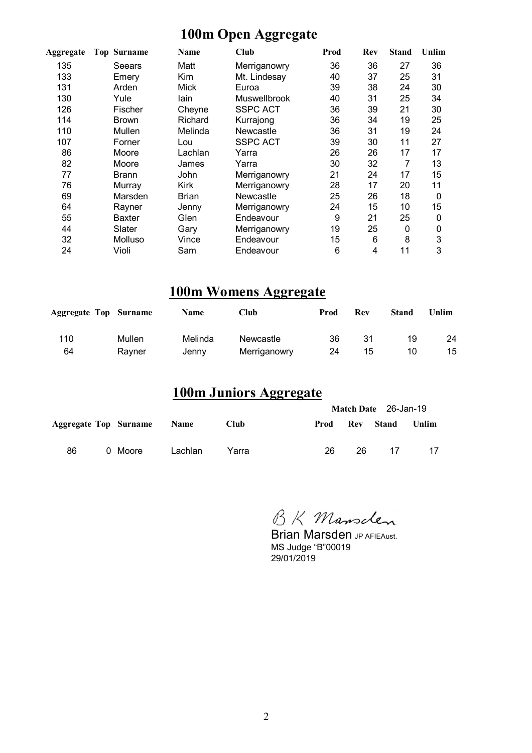# 100m Open Aggregate

| Aggregate | Top | Surname | Name | Club | Prod | Rev | Stand | Unlim |
|---|---|---|---|---|---|---|---|---|
| 135 | | Seears | Matt | Merriganowry | 36 | 36 | 27 | 36 |
| 133 | | Emery | Kim | Mt. Lindesay | 40 | 37 | 25 | 31 |
| 131 | | Arden | Mick | Euroa | 39 | 38 | 24 | 30 |
| 130 | | Yule | Iain | Muswellbrook | 40 | 31 | 25 | 34 |
| 126 | | Fischer | Cheyne | SSPC ACT | 36 | 39 | 21 | 30 |
| 114 | | Brown | Richard | Kurrajong | 36 | 34 | 19 | 25 |
| 110 | | Mullen | Melinda | Newcastle | 36 | 31 | 19 | 24 |
| 107 | | Forner | Lou | SSPC ACT | 39 | 30 | 11 | 27 |
| 86 | | Moore | Lachlan | Yarra | 26 | 26 | 17 | 17 |
| 82 | | Moore | James | Yarra | 30 | 32 | 7 | 13 |
| 77 | | Brann | John | Merriganowry | 21 | 24 | 17 | 15 |
| 76 | | Murray | Kirk | Merriganowry | 28 | 17 | 20 | 11 |
| 69 | | Marsden | Brian | Newcastle | 25 | 26 | 18 | 0 |
| 64 | | Rayner | Jenny | Merriganowry | 24 | 15 | 10 | 15 |
| 55 | | Baxter | Glen | Endeavour | 9 | 21 | 25 | 0 |
| 44 | | Slater | Gary | Merriganowry | 19 | 25 | 0 | 0 |
| 32 | | Molluso | Vince | Endeavour | 15 | 6 | 8 | 3 |
| 24 | | Violi | Sam | Endeavour | 6 | 4 | 11 | 3 |

# 100m Womens Aggregate

| Aggregate | Top | Surname | Name | Club | Prod | Rev | Stand | Unlim |
|---|---|---|---|---|---|---|---|---|
| 110 | | Mullen | Melinda | Newcastle | 36 | 31 | 19 | 24 |
| 64 | | Rayner | Jenny | Merriganowry | 24 | 15 | 10 | 15 |

# 100m Juniors Aggregate

**Match Date** 26-Jan-19

| Aggregate | Top | Surname | Name | Club | Prod | Rev | Stand | Unlim |
|---|---|---|---|---|---|---|---|---|
| 86 | 0 | Moore | Lachlan | Yarra | 26 | 26 | 17 | 17 |

B K Marsden

Brian Marsden JP AFIEAust.
MS Judge "B"00019
29/01/2019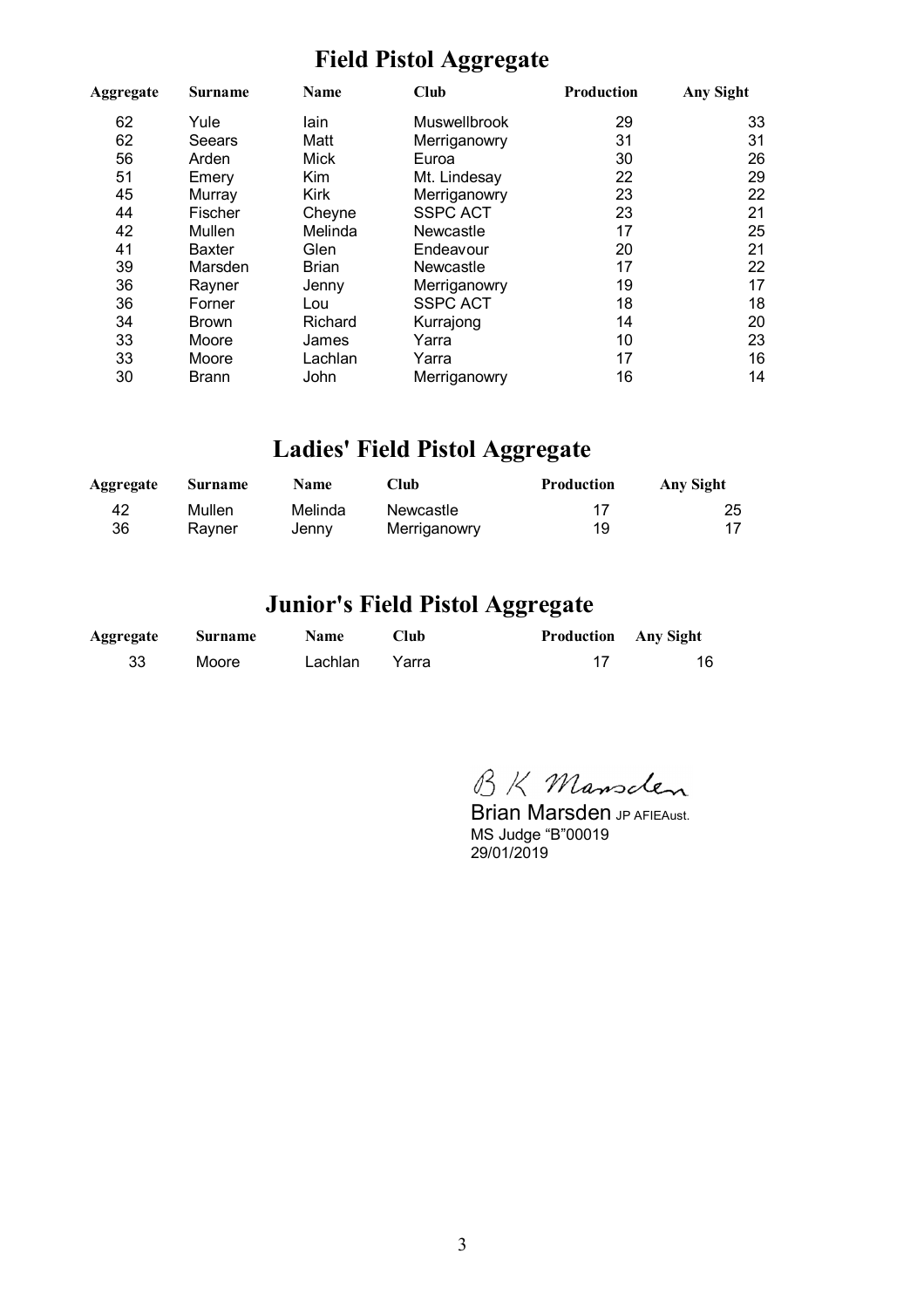## Field Pistol Aggregate

| Aggregate | Surname | Name | Club | Production | Any Sight |
|---|---|---|---|---|---|
| 62 | Yule | Iain | Muswellbrook | 29 | 33 |
| 62 | Seears | Matt | Merriganowry | 31 | 31 |
| 56 | Arden | Mick | Euroa | 30 | 26 |
| 51 | Emery | Kim | Mt. Lindesay | 22 | 29 |
| 45 | Murray | Kirk | Merriganowry | 23 | 22 |
| 44 | Fischer | Cheyne | SSPC ACT | 23 | 21 |
| 42 | Mullen | Melinda | Newcastle | 17 | 25 |
| 41 | Baxter | Glen | Endeavour | 20 | 21 |
| 39 | Marsden | Brian | Newcastle | 17 | 22 |
| 36 | Rayner | Jenny | Merriganowry | 19 | 17 |
| 36 | Forner | Lou | SSPC ACT | 18 | 18 |
| 34 | Brown | Richard | Kurrajong | 14 | 20 |
| 33 | Moore | James | Yarra | 10 | 23 |
| 33 | Moore | Lachlan | Yarra | 17 | 16 |
| 30 | Brann | John | Merriganowry | 16 | 14 |

## Ladies' Field Pistol Aggregate

| Aggregate | Surname | Name | Club | Production | Any Sight |
|---|---|---|---|---|---|
| 42 | Mullen | Melinda | Newcastle | 17 | 25 |
| 36 | Rayner | Jenny | Merriganowry | 19 | 17 |

## Junior's Field Pistol Aggregate

| Aggregate | Surname | Name | Club | Production | Any Sight |
|---|---|---|---|---|---|
| 33 | Moore | Lachlan | Yarra | 17 | 16 |

B K Marsden

Brian Marsden JP AFIEAust.
MS Judge "B"00019
29/01/2019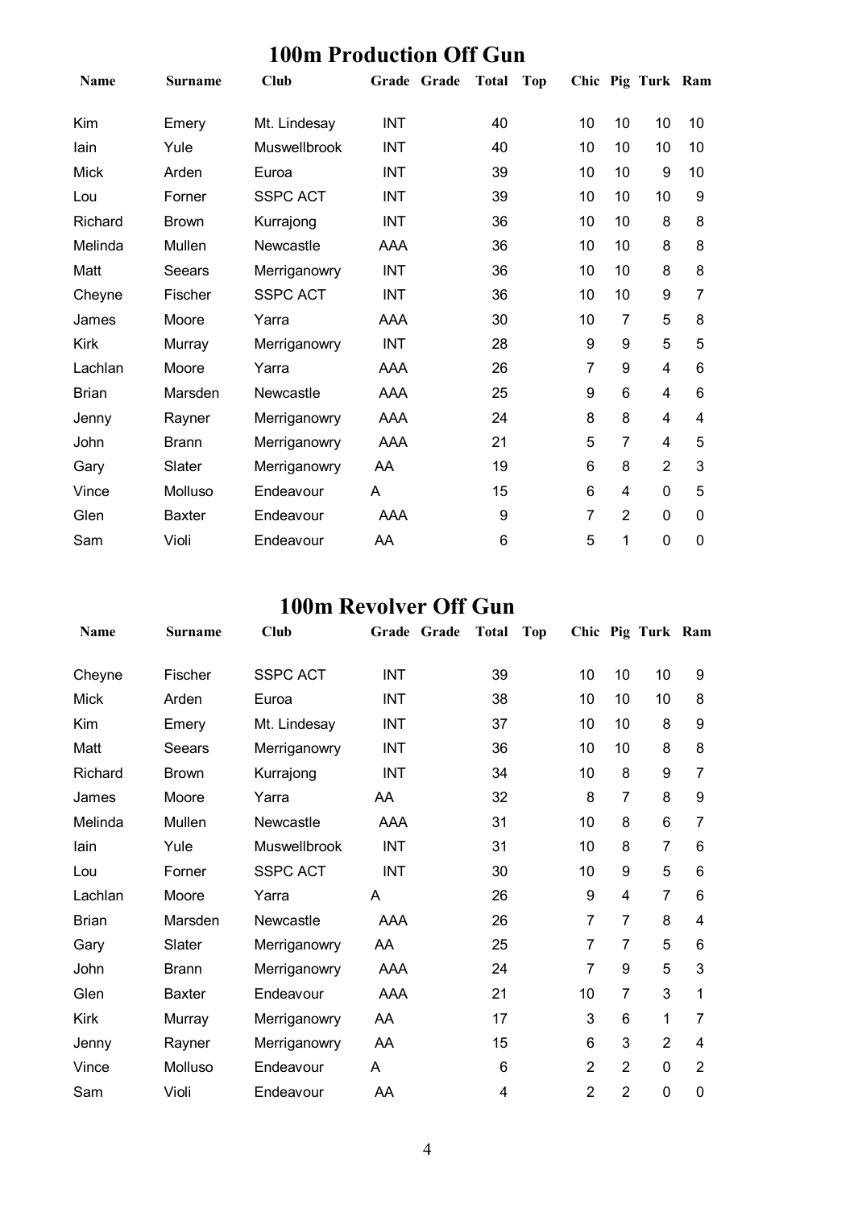## 100m Production Off Gun

| Name | Surname | Club | Grade | Grade | Total | Top | Chic | Pig | Turk | Ram |
|---|---|---|---|---|---|---|---|---|---|---|
| Kim | Emery | Mt. Lindesay | INT | | 40 | | 10 | 10 | 10 | 10 |
| Iain | Yule | Muswellbrook | INT | | 40 | | 10 | 10 | 10 | 10 |
| Mick | Arden | Euroa | INT | | 39 | | 10 | 10 | 9 | 10 |
| Lou | Forner | SSPC ACT | INT | | 39 | | 10 | 10 | 10 | 9 |
| Richard | Brown | Kurrajong | INT | | 36 | | 10 | 10 | 8 | 8 |
| Melinda | Mullen | Newcastle | AAA | | 36 | | 10 | 10 | 8 | 8 |
| Matt | Seears | Merriganowry | INT | | 36 | | 10 | 10 | 8 | 8 |
| Cheyne | Fischer | SSPC ACT | INT | | 36 | | 10 | 10 | 9 | 7 |
| James | Moore | Yarra | AAA | | 30 | | 10 | 7 | 5 | 8 |
| Kirk | Murray | Merriganowry | INT | | 28 | | 9 | 9 | 5 | 5 |
| Lachlan | Moore | Yarra | AAA | | 26 | | 7 | 9 | 4 | 6 |
| Brian | Marsden | Newcastle | AAA | | 25 | | 9 | 6 | 4 | 6 |
| Jenny | Rayner | Merriganowry | AAA | | 24 | | 8 | 8 | 4 | 4 |
| John | Brann | Merriganowry | AAA | | 21 | | 5 | 7 | 4 | 5 |
| Gary | Slater | Merriganowry | AA | | 19 | | 6 | 8 | 2 | 3 |
| Vince | Molluso | Endeavour | A | | 15 | | 6 | 4 | 0 | 5 |
| Glen | Baxter | Endeavour | AAA | | 9 | | 7 | 2 | 0 | 0 |
| Sam | Violi | Endeavour | AA | | 6 | | 5 | 1 | 0 | 0 |

## 100m Revolver Off Gun

| Name | Surname | Club | Grade | Grade | Total | Top | Chic | Pig | Turk | Ram |
|---|---|---|---|---|---|---|---|---|---|---|
| Cheyne | Fischer | SSPC ACT | INT | | 39 | | 10 | 10 | 10 | 9 |
| Mick | Arden | Euroa | INT | | 38 | | 10 | 10 | 10 | 8 |
| Kim | Emery | Mt. Lindesay | INT | | 37 | | 10 | 10 | 8 | 9 |
| Matt | Seears | Merriganowry | INT | | 36 | | 10 | 10 | 8 | 8 |
| Richard | Brown | Kurrajong | INT | | 34 | | 10 | 8 | 9 | 7 |
| James | Moore | Yarra | AA | | 32 | | 8 | 7 | 8 | 9 |
| Melinda | Mullen | Newcastle | AAA | | 31 | | 10 | 8 | 6 | 7 |
| Iain | Yule | Muswellbrook | INT | | 31 | | 10 | 8 | 7 | 6 |
| Lou | Forner | SSPC ACT | INT | | 30 | | 10 | 9 | 5 | 6 |
| Lachlan | Moore | Yarra | A | | 26 | | 9 | 4 | 7 | 6 |
| Brian | Marsden | Newcastle | AAA | | 26 | | 7 | 7 | 8 | 4 |
| Gary | Slater | Merriganowry | AA | | 25 | | 7 | 7 | 5 | 6 |
| John | Brann | Merriganowry | AAA | | 24 | | 7 | 9 | 5 | 3 |
| Glen | Baxter | Endeavour | AAA | | 21 | | 10 | 7 | 3 | 1 |
| Kirk | Murray | Merriganowry | AA | | 17 | | 3 | 6 | 1 | 7 |
| Jenny | Rayner | Merriganowry | AA | | 15 | | 6 | 3 | 2 | 4 |
| Vince | Molluso | Endeavour | A | | 6 | | 2 | 2 | 0 | 2 |
| Sam | Violi | Endeavour | AA | | 4 | | 2 | 2 | 0 | 0 |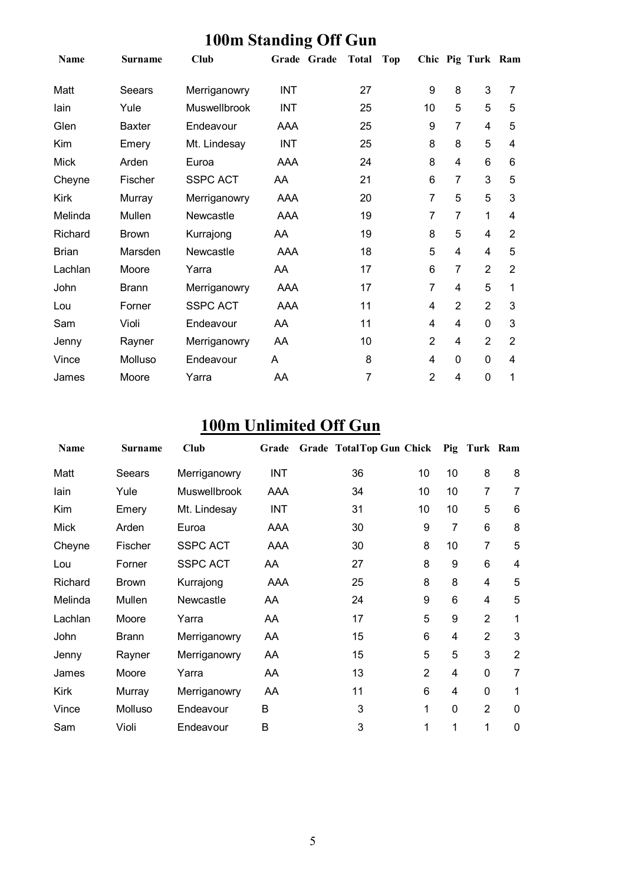# 100m Standing Off Gun

| Name | Surname | Club | Grade | Grade | Total | Top | Chic | Pig | Turk | Ram |
|---|---|---|---|---|---|---|---|---|---|---|
| Matt | Seears | Merriganowry | INT | | 27 | | 9 | 8 | 3 | 7 |
| Iain | Yule | Muswellbrook | INT | | 25 | | 10 | 5 | 5 | 5 |
| Glen | Baxter | Endeavour | AAA | | 25 | | 9 | 7 | 4 | 5 |
| Kim | Emery | Mt. Lindesay | INT | | 25 | | 8 | 8 | 5 | 4 |
| Mick | Arden | Euroa | AAA | | 24 | | 8 | 4 | 6 | 6 |
| Cheyne | Fischer | SSPC ACT | AA | | 21 | | 6 | 7 | 3 | 5 |
| Kirk | Murray | Merriganowry | AAA | | 20 | | 7 | 5 | 5 | 3 |
| Melinda | Mullen | Newcastle | AAA | | 19 | | 7 | 7 | 1 | 4 |
| Richard | Brown | Kurrajong | AA | | 19 | | 8 | 5 | 4 | 2 |
| Brian | Marsden | Newcastle | AAA | | 18 | | 5 | 4 | 4 | 5 |
| Lachlan | Moore | Yarra | AA | | 17 | | 6 | 7 | 2 | 2 |
| John | Brann | Merriganowry | AAA | | 17 | | 7 | 4 | 5 | 1 |
| Lou | Forner | SSPC ACT | AAA | | 11 | | 4 | 2 | 2 | 3 |
| Sam | Violi | Endeavour | AA | | 11 | | 4 | 4 | 0 | 3 |
| Jenny | Rayner | Merriganowry | AA | | 10 | | 2 | 4 | 2 | 2 |
| Vince | Molluso | Endeavour | A | | 8 | | 4 | 0 | 0 | 4 |
| James | Moore | Yarra | AA | | 7 | | 2 | 4 | 0 | 1 |

# 100m Unlimited Off Gun

| Name | Surname | Club | Grade | Grade | Total | Top Gun | Chick | Pig | Turk | Ram |
|---|---|---|---|---|---|---|---|---|---|---|
| Matt | Seears | Merriganowry | INT | | 36 | | 10 | 10 | 8 | 8 |
| Iain | Yule | Muswellbrook | AAA | | 34 | | 10 | 10 | 7 | 7 |
| Kim | Emery | Mt. Lindesay | INT | | 31 | | 10 | 10 | 5 | 6 |
| Mick | Arden | Euroa | AAA | | 30 | | 9 | 7 | 6 | 8 |
| Cheyne | Fischer | SSPC ACT | AAA | | 30 | | 8 | 10 | 7 | 5 |
| Lou | Forner | SSPC ACT | AA | | 27 | | 8 | 9 | 6 | 4 |
| Richard | Brown | Kurrajong | AAA | | 25 | | 8 | 8 | 4 | 5 |
| Melinda | Mullen | Newcastle | AA | | 24 | | 9 | 6 | 4 | 5 |
| Lachlan | Moore | Yarra | AA | | 17 | | 5 | 9 | 2 | 1 |
| John | Brann | Merriganowry | AA | | 15 | | 6 | 4 | 2 | 3 |
| Jenny | Rayner | Merriganowry | AA | | 15 | | 5 | 5 | 3 | 2 |
| James | Moore | Yarra | AA | | 13 | | 2 | 4 | 0 | 7 |
| Kirk | Murray | Merriganowry | AA | | 11 | | 6 | 4 | 0 | 1 |
| Vince | Molluso | Endeavour | B | | 3 | | 1 | 0 | 2 | 0 |
| Sam | Violi | Endeavour | B | | 3 | | 1 | 1 | 1 | 0 |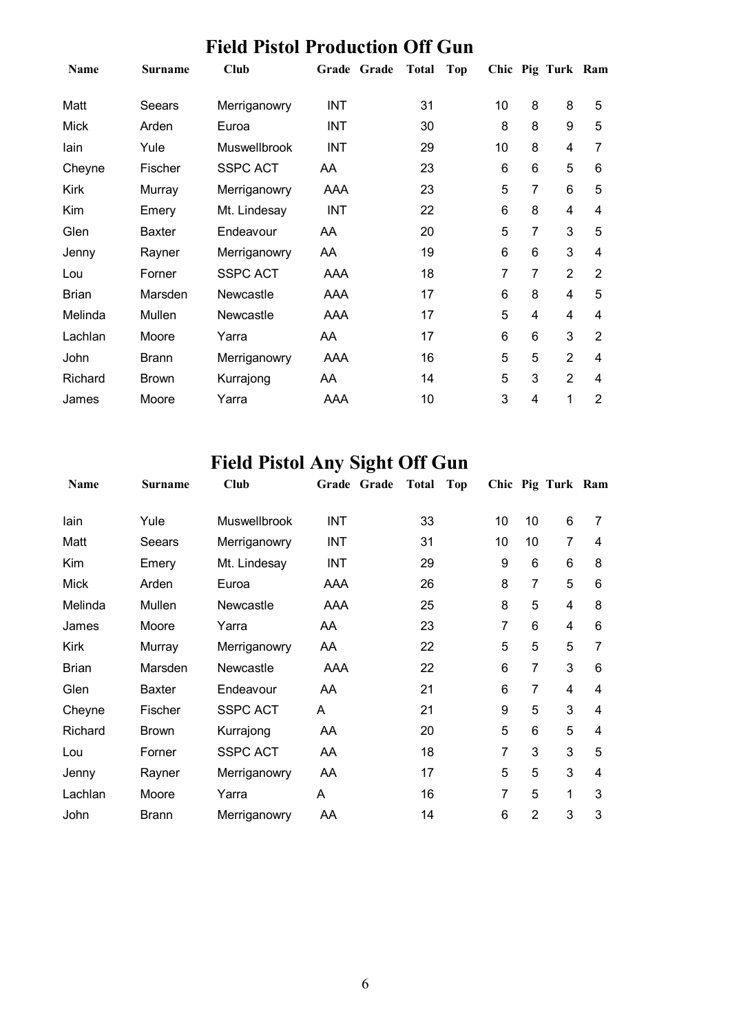## Field Pistol Production Off Gun

| Name | Surname | Club | Grade | Grade | Total | Top | Chic | Pig | Turk | Ram |
|---|---|---|---|---|---|---|---|---|---|---|
| Matt | Seears | Merriganowry | INT | | 31 | | 10 | 8 | 8 | 5 |
| Mick | Arden | Euroa | INT | | 30 | | 8 | 8 | 9 | 5 |
| Iain | Yule | Muswellbrook | INT | | 29 | | 10 | 8 | 4 | 7 |
| Cheyne | Fischer | SSPC ACT | AA | | 23 | | 6 | 6 | 5 | 6 |
| Kirk | Murray | Merriganowry | AAA | | 23 | | 5 | 7 | 6 | 5 |
| Kim | Emery | Mt. Lindesay | INT | | 22 | | 6 | 8 | 4 | 4 |
| Glen | Baxter | Endeavour | AA | | 20 | | 5 | 7 | 3 | 5 |
| Jenny | Rayner | Merriganowry | AA | | 19 | | 6 | 6 | 3 | 4 |
| Lou | Forner | SSPC ACT | AAA | | 18 | | 7 | 7 | 2 | 2 |
| Brian | Marsden | Newcastle | AAA | | 17 | | 6 | 8 | 4 | 5 |
| Melinda | Mullen | Newcastle | AAA | | 17 | | 5 | 4 | 4 | 4 |
| Lachlan | Moore | Yarra | AA | | 17 | | 6 | 6 | 3 | 2 |
| John | Brann | Merriganowry | AAA | | 16 | | 5 | 5 | 2 | 4 |
| Richard | Brown | Kurrajong | AA | | 14 | | 5 | 3 | 2 | 4 |
| James | Moore | Yarra | AAA | | 10 | | 3 | 4 | 1 | 2 |

## Field Pistol Any Sight Off Gun

| Name | Surname | Club | Grade | Grade | Total | Top | Chic | Pig | Turk | Ram |
|---|---|---|---|---|---|---|---|---|---|---|
| Iain | Yule | Muswellbrook | INT | | 33 | | 10 | 10 | 6 | 7 |
| Matt | Seears | Merriganowry | INT | | 31 | | 10 | 10 | 7 | 4 |
| Kim | Emery | Mt. Lindesay | INT | | 29 | | 9 | 6 | 6 | 8 |
| Mick | Arden | Euroa | AAA | | 26 | | 8 | 7 | 5 | 6 |
| Melinda | Mullen | Newcastle | AAA | | 25 | | 8 | 5 | 4 | 8 |
| James | Moore | Yarra | AA | | 23 | | 7 | 6 | 4 | 6 |
| Kirk | Murray | Merriganowry | AA | | 22 | | 5 | 5 | 5 | 7 |
| Brian | Marsden | Newcastle | AAA | | 22 | | 6 | 7 | 3 | 6 |
| Glen | Baxter | Endeavour | AA | | 21 | | 6 | 7 | 4 | 4 |
| Cheyne | Fischer | SSPC ACT | A | | 21 | | 9 | 5 | 3 | 4 |
| Richard | Brown | Kurrajong | AA | | 20 | | 5 | 6 | 5 | 4 |
| Lou | Forner | SSPC ACT | AA | | 18 | | 7 | 3 | 3 | 5 |
| Jenny | Rayner | Merriganowry | AA | | 17 | | 5 | 5 | 3 | 4 |
| Lachlan | Moore | Yarra | A | | 16 | | 7 | 5 | 1 | 3 |
| John | Brann | Merriganowry | AA | | 14 | | 6 | 2 | 3 | 3 |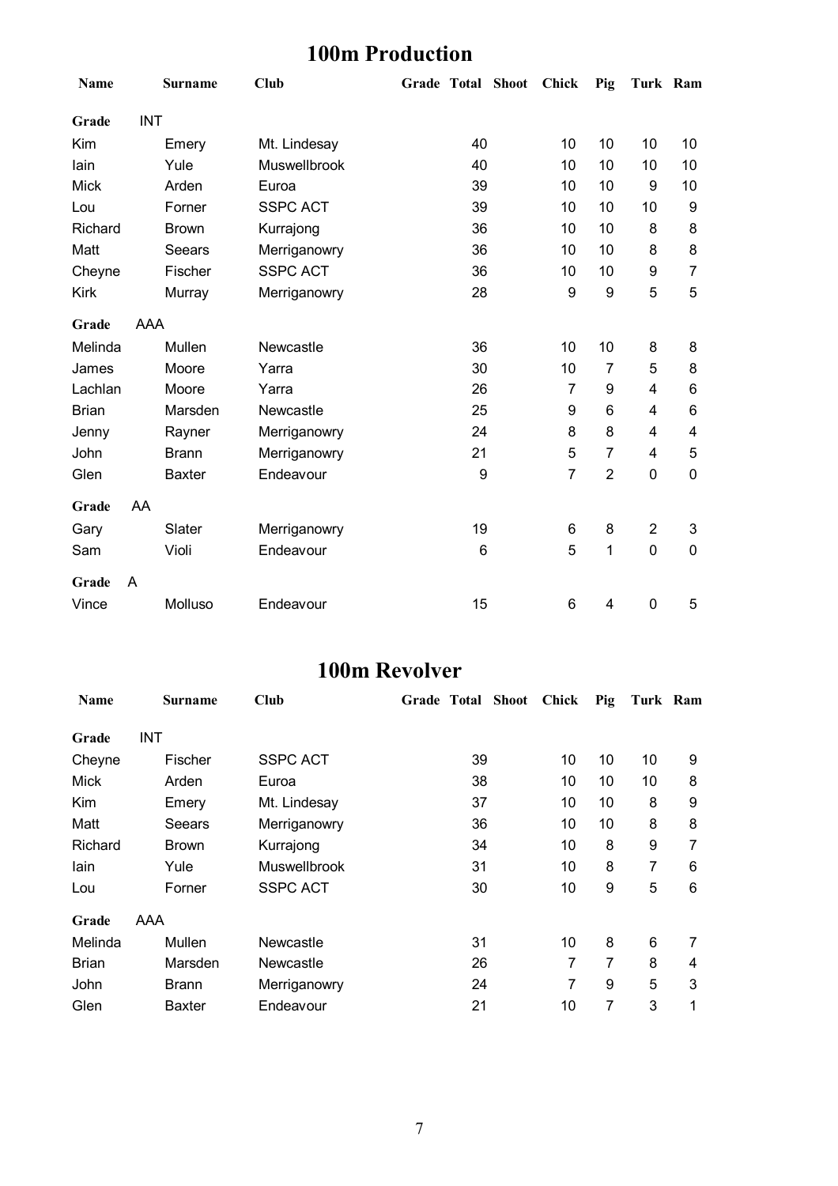## 100m Production

| Name | Surname | Club | Grade | Total | Shoot | Chick | Pig | Turk | Ram |
|---|---|---|---|---|---|---|---|---|---|
| **Grade** | INT | | | | | | | | |
| Kim | Emery | Mt. Lindesay | | 40 | | 10 | 10 | 10 | 10 |
| Iain | Yule | Muswellbrook | | 40 | | 10 | 10 | 10 | 10 |
| Mick | Arden | Euroa | | 39 | | 10 | 10 | 9 | 10 |
| Lou | Forner | SSPC ACT | | 39 | | 10 | 10 | 10 | 9 |
| Richard | Brown | Kurrajong | | 36 | | 10 | 10 | 8 | 8 |
| Matt | Seears | Merriganowry | | 36 | | 10 | 10 | 8 | 8 |
| Cheyne | Fischer | SSPC ACT | | 36 | | 10 | 10 | 9 | 7 |
| Kirk | Murray | Merriganowry | | 28 | | 9 | 9 | 5 | 5 |
| **Grade** | AAA | | | | | | | | |
| Melinda | Mullen | Newcastle | | 36 | | 10 | 10 | 8 | 8 |
| James | Moore | Yarra | | 30 | | 10 | 7 | 5 | 8 |
| Lachlan | Moore | Yarra | | 26 | | 7 | 9 | 4 | 6 |
| Brian | Marsden | Newcastle | | 25 | | 9 | 6 | 4 | 6 |
| Jenny | Rayner | Merriganowry | | 24 | | 8 | 8 | 4 | 4 |
| John | Brann | Merriganowry | | 21 | | 5 | 7 | 4 | 5 |
| Glen | Baxter | Endeavour | | 9 | | 7 | 2 | 0 | 0 |
| **Grade** | AA | | | | | | | | |
| Gary | Slater | Merriganowry | | 19 | | 6 | 8 | 2 | 3 |
| Sam | Violi | Endeavour | | 6 | | 5 | 1 | 0 | 0 |
| **Grade** | A | | | | | | | | |
| Vince | Molluso | Endeavour | | 15 | | 6 | 4 | 0 | 5 |

## 100m Revolver

| Name | Surname | Club | Grade | Total | Shoot | Chick | Pig | Turk | Ram |
|---|---|---|---|---|---|---|---|---|---|
| **Grade** | INT | | | | | | | | |
| Cheyne | Fischer | SSPC ACT | | 39 | | 10 | 10 | 10 | 9 |
| Mick | Arden | Euroa | | 38 | | 10 | 10 | 10 | 8 |
| Kim | Emery | Mt. Lindesay | | 37 | | 10 | 10 | 8 | 9 |
| Matt | Seears | Merriganowry | | 36 | | 10 | 10 | 8 | 8 |
| Richard | Brown | Kurrajong | | 34 | | 10 | 8 | 9 | 7 |
| Iain | Yule | Muswellbrook | | 31 | | 10 | 8 | 7 | 6 |
| Lou | Forner | SSPC ACT | | 30 | | 10 | 9 | 5 | 6 |
| **Grade** | AAA | | | | | | | | |
| Melinda | Mullen | Newcastle | | 31 | | 10 | 8 | 6 | 7 |
| Brian | Marsden | Newcastle | | 26 | | 7 | 7 | 8 | 4 |
| John | Brann | Merriganowry | | 24 | | 7 | 9 | 5 | 3 |
| Glen | Baxter | Endeavour | | 21 | | 10 | 7 | 3 | 1 |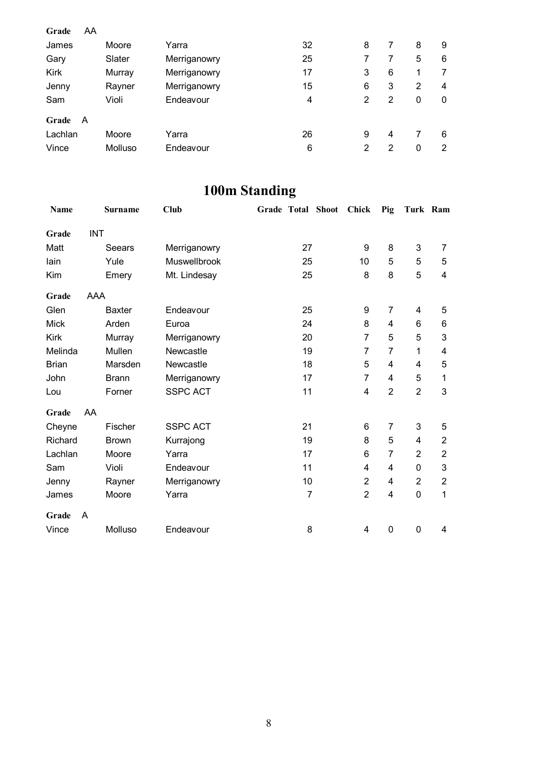| | | | | | | | | | |
|---|---|---|---|---|---|---|---|---|---|
| **Grade** AA | | | | | | | | | |
| James | Moore | Yarra | | 32 | | 8 | 7 | 8 | 9 |
| Gary | Slater | Merriganowry | | 25 | | 7 | 7 | 5 | 6 |
| Kirk | Murray | Merriganowry | | 17 | | 3 | 6 | 1 | 7 |
| Jenny | Rayner | Merriganowry | | 15 | | 6 | 3 | 2 | 4 |
| Sam | Violi | Endeavour | | 4 | | 2 | 2 | 0 | 0 |
| **Grade** A | | | | | | | | | |
| Lachlan | Moore | Yarra | | 26 | | 9 | 4 | 7 | 6 |
| Vince | Molluso | Endeavour | | 6 | | 2 | 2 | 0 | 2 |

# 100m Standing

| Name | Surname | Club | Grade | Total | Shoot | Chick | Pig | Turk | Ram |
|---|---|---|---|---|---|---|---|---|---|
| **Grade** INT | | | | | | | | | |
| Matt | Seears | Merriganowry | | 27 | | 9 | 8 | 3 | 7 |
| Iain | Yule | Muswellbrook | | 25 | | 10 | 5 | 5 | 5 |
| Kim | Emery | Mt. Lindesay | | 25 | | 8 | 8 | 5 | 4 |
| **Grade** AAA | | | | | | | | | |
| Glen | Baxter | Endeavour | | 25 | | 9 | 7 | 4 | 5 |
| Mick | Arden | Euroa | | 24 | | 8 | 4 | 6 | 6 |
| Kirk | Murray | Merriganowry | | 20 | | 7 | 5 | 5 | 3 |
| Melinda | Mullen | Newcastle | | 19 | | 7 | 7 | 1 | 4 |
| Brian | Marsden | Newcastle | | 18 | | 5 | 4 | 4 | 5 |
| John | Brann | Merriganowry | | 17 | | 7 | 4 | 5 | 1 |
| Lou | Forner | SSPC ACT | | 11 | | 4 | 2 | 2 | 3 |
| **Grade** AA | | | | | | | | | |
| Cheyne | Fischer | SSPC ACT | | 21 | | 6 | 7 | 3 | 5 |
| Richard | Brown | Kurrajong | | 19 | | 8 | 5 | 4 | 2 |
| Lachlan | Moore | Yarra | | 17 | | 6 | 7 | 2 | 2 |
| Sam | Violi | Endeavour | | 11 | | 4 | 4 | 0 | 3 |
| Jenny | Rayner | Merriganowry | | 10 | | 2 | 4 | 2 | 2 |
| James | Moore | Yarra | | 7 | | 2 | 4 | 0 | 1 |
| **Grade** A | | | | | | | | | |
| Vince | Molluso | Endeavour | | 8 | | 4 | 0 | 0 | 4 |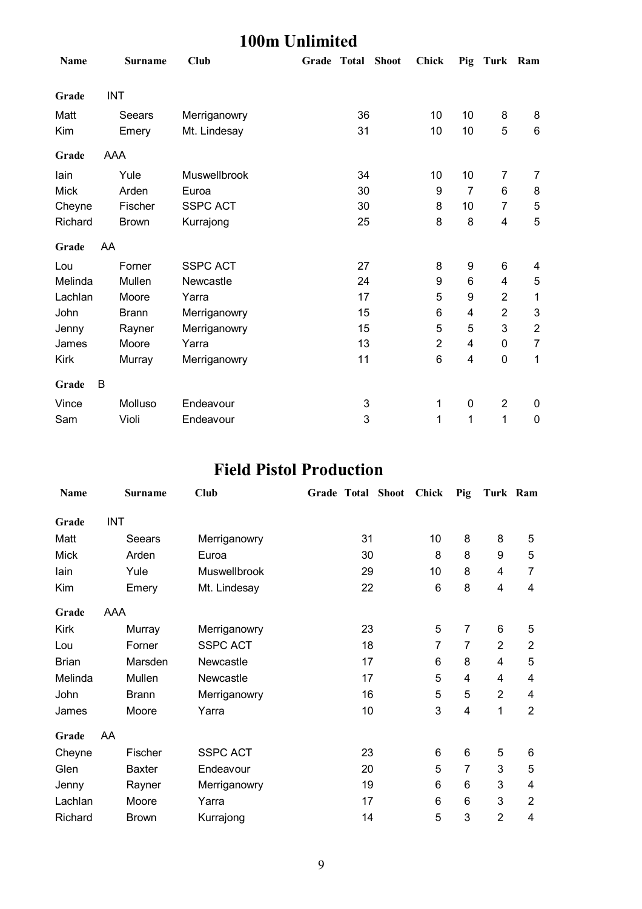# 100m Unlimited

| Name | Surname | Club | Grade | Total | Shoot | Chick | Pig | Turk | Ram |
|---|---|---|---|---|---|---|---|---|---|
| **Grade** | INT | | | | | | | | |
| Matt | Seears | Merriganowry | | 36 | | 10 | 10 | 8 | 8 |
| Kim | Emery | Mt. Lindesay | | 31 | | 10 | 10 | 5 | 6 |
| **Grade** | AAA | | | | | | | | |
| Iain | Yule | Muswellbrook | | 34 | | 10 | 10 | 7 | 7 |
| Mick | Arden | Euroa | | 30 | | 9 | 7 | 6 | 8 |
| Cheyne | Fischer | SSPC ACT | | 30 | | 8 | 10 | 7 | 5 |
| Richard | Brown | Kurrajong | | 25 | | 8 | 8 | 4 | 5 |
| **Grade** | AA | | | | | | | | |
| Lou | Forner | SSPC ACT | | 27 | | 8 | 9 | 6 | 4 |
| Melinda | Mullen | Newcastle | | 24 | | 9 | 6 | 4 | 5 |
| Lachlan | Moore | Yarra | | 17 | | 5 | 9 | 2 | 1 |
| John | Brann | Merriganowry | | 15 | | 6 | 4 | 2 | 3 |
| Jenny | Rayner | Merriganowry | | 15 | | 5 | 5 | 3 | 2 |
| James | Moore | Yarra | | 13 | | 2 | 4 | 0 | 7 |
| Kirk | Murray | Merriganowry | | 11 | | 6 | 4 | 0 | 1 |
| **Grade** | B | | | | | | | | |
| Vince | Molluso | Endeavour | | 3 | | 1 | 0 | 2 | 0 |
| Sam | Violi | Endeavour | | 3 | | 1 | 1 | 1 | 0 |

# Field Pistol Production

| Name | Surname | Club | Grade | Total | Shoot | Chick | Pig | Turk | Ram |
|---|---|---|---|---|---|---|---|---|---|
| **Grade** | INT | | | | | | | | |
| Matt | Seears | Merriganowry | | 31 | | 10 | 8 | 8 | 5 |
| Mick | Arden | Euroa | | 30 | | 8 | 8 | 9 | 5 |
| Iain | Yule | Muswellbrook | | 29 | | 10 | 8 | 4 | 7 |
| Kim | Emery | Mt. Lindesay | | 22 | | 6 | 8 | 4 | 4 |
| **Grade** | AAA | | | | | | | | |
| Kirk | Murray | Merriganowry | | 23 | | 5 | 7 | 6 | 5 |
| Lou | Forner | SSPC ACT | | 18 | | 7 | 7 | 2 | 2 |
| Brian | Marsden | Newcastle | | 17 | | 6 | 8 | 4 | 5 |
| Melinda | Mullen | Newcastle | | 17 | | 5 | 4 | 4 | 4 |
| John | Brann | Merriganowry | | 16 | | 5 | 5 | 2 | 4 |
| James | Moore | Yarra | | 10 | | 3 | 4 | 1 | 2 |
| **Grade** | AA | | | | | | | | |
| Cheyne | Fischer | SSPC ACT | | 23 | | 6 | 6 | 5 | 6 |
| Glen | Baxter | Endeavour | | 20 | | 5 | 7 | 3 | 5 |
| Jenny | Rayner | Merriganowry | | 19 | | 6 | 6 | 3 | 4 |
| Lachlan | Moore | Yarra | | 17 | | 6 | 6 | 3 | 2 |
| Richard | Brown | Kurrajong | | 14 | | 5 | 3 | 2 | 4 |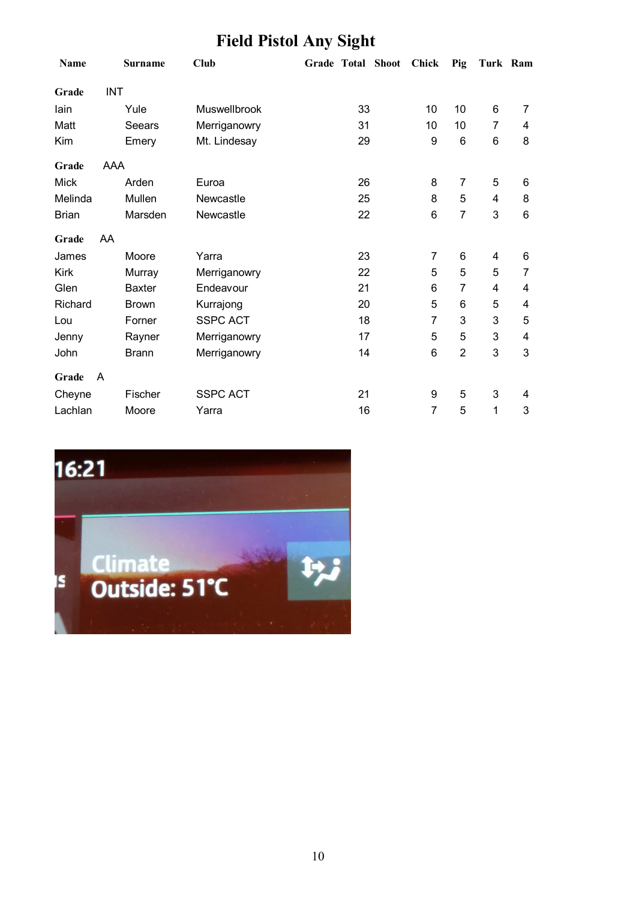# Field Pistol Any Sight

| Name | Surname | Club | Grade | Total | Shoot | Chick | Pig | Turk | Ram |
|---|---|---|---|---|---|---|---|---|---|
| **Grade** INT | | | | | | | | | |
| Iain | Yule | Muswellbrook | | 33 | | 10 | 10 | 6 | 7 |
| Matt | Seears | Merriganowry | | 31 | | 10 | 10 | 7 | 4 |
| Kim | Emery | Mt. Lindesay | | 29 | | 9 | 6 | 6 | 8 |
| **Grade** AAA | | | | | | | | | |
| Mick | Arden | Euroa | | 26 | | 8 | 7 | 5 | 6 |
| Melinda | Mullen | Newcastle | | 25 | | 8 | 5 | 4 | 8 |
| Brian | Marsden | Newcastle | | 22 | | 6 | 7 | 3 | 6 |
| **Grade** AA | | | | | | | | | |
| James | Moore | Yarra | | 23 | | 7 | 6 | 4 | 6 |
| Kirk | Murray | Merriganowry | | 22 | | 5 | 5 | 5 | 7 |
| Glen | Baxter | Endeavour | | 21 | | 6 | 7 | 4 | 4 |
| Richard | Brown | Kurrajong | | 20 | | 5 | 6 | 5 | 4 |
| Lou | Forner | SSPC ACT | | 18 | | 7 | 3 | 3 | 5 |
| Jenny | Rayner | Merriganowry | | 17 | | 5 | 5 | 3 | 4 |
| John | Brann | Merriganowry | | 14 | | 6 | 2 | 3 | 3 |
| **Grade** A | | | | | | | | | |
| Cheyne | Fischer | SSPC ACT | | 21 | | 9 | 5 | 3 | 4 |
| Lachlan | Moore | Yarra | | 16 | | 7 | 5 | 1 | 3 |